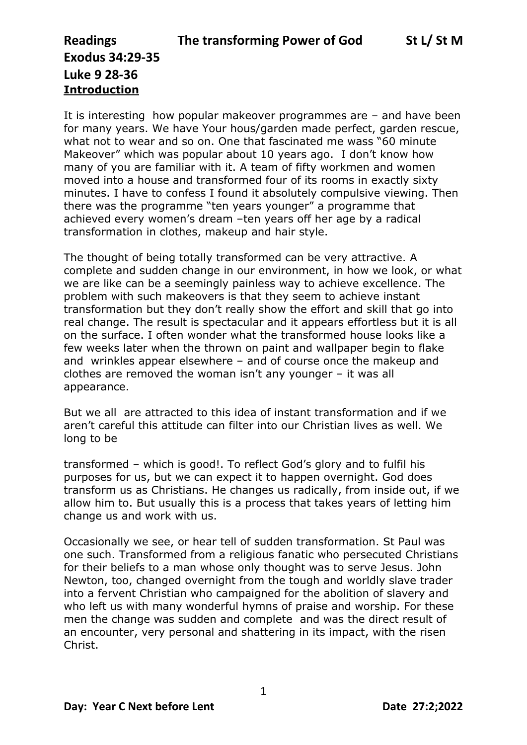**Readings** **The transforming Power of God** **St L/ St M**

**Exodus 34:29-35**

**Luke 9 28-36**

**Introduction**

It is interesting how popular makeover programmes are – and have been for many years. We have Your hous/garden made perfect, garden rescue, what not to wear and so on. One that fascinated me wass "60 minute Makeover" which was popular about 10 years ago. I don't know how many of you are familiar with it. A team of fifty workmen and women moved into a house and transformed four of its rooms in exactly sixty minutes. I have to confess I found it absolutely compulsive viewing. Then there was the programme "ten years younger" a programme that achieved every women's dream –ten years off her age by a radical transformation in clothes, makeup and hair style.

The thought of being totally transformed can be very attractive. A complete and sudden change in our environment, in how we look, or what we are like can be a seemingly painless way to achieve excellence. The problem with such makeovers is that they seem to achieve instant transformation but they don't really show the effort and skill that go into real change. The result is spectacular and it appears effortless but it is all on the surface. I often wonder what the transformed house looks like a few weeks later when the thrown on paint and wallpaper begin to flake and wrinkles appear elsewhere – and of course once the makeup and clothes are removed the woman isn't any younger – it was all appearance.

But we all are attracted to this idea of instant transformation and if we aren't careful this attitude can filter into our Christian lives as well. We long to be

transformed – which is good!. To reflect God's glory and to fulfil his purposes for us, but we can expect it to happen overnight. God does transform us as Christians. He changes us radically, from inside out, if we allow him to. But usually this is a process that takes years of letting him change us and work with us.

Occasionally we see, or hear tell of sudden transformation. St Paul was one such. Transformed from a religious fanatic who persecuted Christians for their beliefs to a man whose only thought was to serve Jesus. John Newton, too, changed overnight from the tough and worldly slave trader into a fervent Christian who campaigned for the abolition of slavery and who left us with many wonderful hymns of praise and worship. For these men the change was sudden and complete and was the direct result of an encounter, very personal and shattering in its impact, with the risen Christ.

**Day: Year C Next before Lent** **Date 27:2;2022**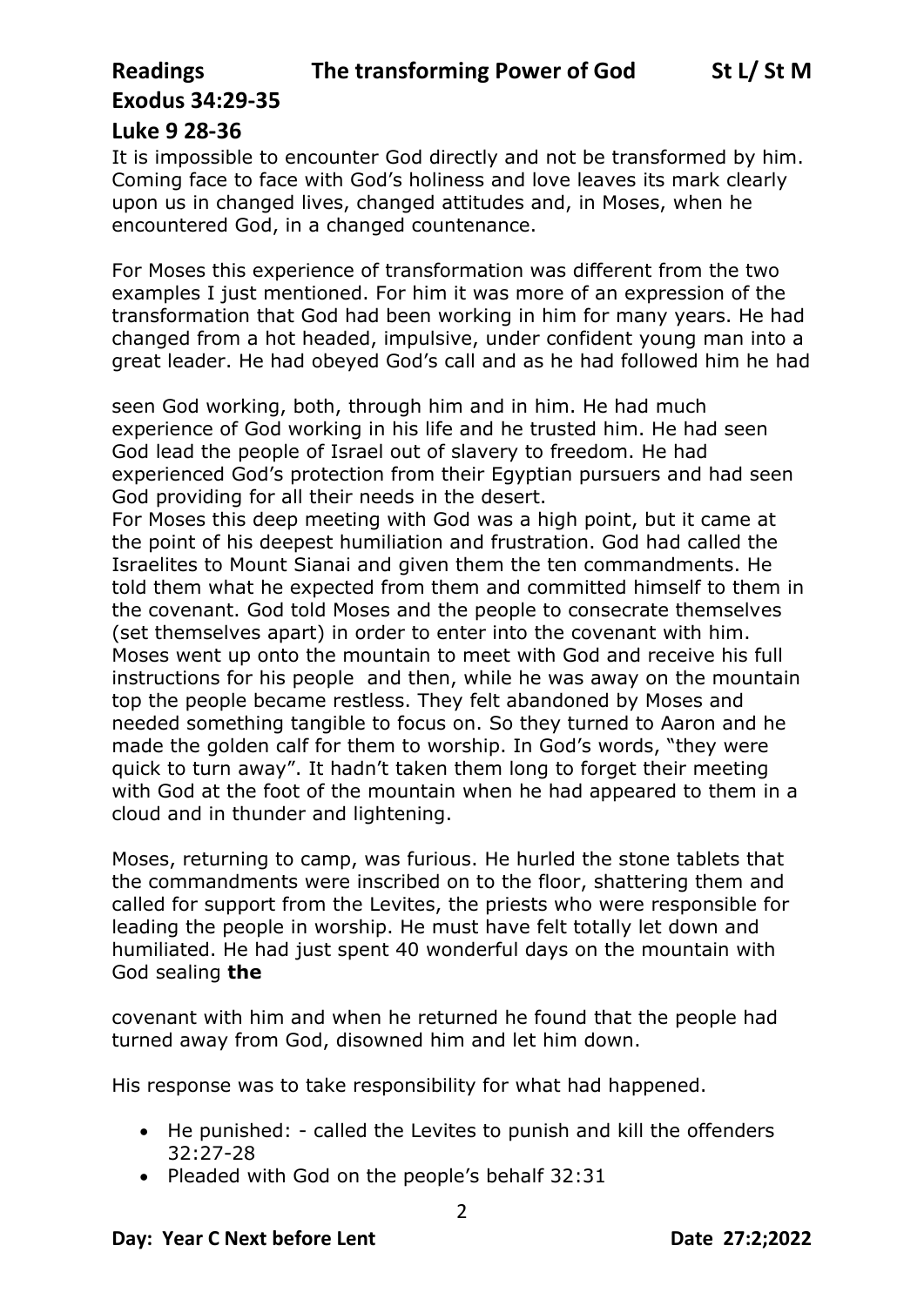**Readings** **The transforming Power of God** **St L/ St M**

## Exodus 34:29-35

## Luke 9 28-36

It is impossible to encounter God directly and not be transformed by him. Coming face to face with God's holiness and love leaves its mark clearly upon us in changed lives, changed attitudes and, in Moses, when he encountered God, in a changed countenance.

For Moses this experience of transformation was different from the two examples I just mentioned. For him it was more of an expression of the transformation that God had been working in him for many years. He had changed from a hot headed, impulsive, under confident young man into a great leader. He had obeyed God's call and as he had followed him he had

seen God working, both, through him and in him. He had much experience of God working in his life and he trusted him. He had seen God lead the people of Israel out of slavery to freedom. He had experienced God's protection from their Egyptian pursuers and had seen God providing for all their needs in the desert.
For Moses this deep meeting with God was a high point, but it came at the point of his deepest humiliation and frustration. God had called the Israelites to Mount Sianai and given them the ten commandments. He told them what he expected from them and committed himself to them in the covenant. God told Moses and the people to consecrate themselves (set themselves apart) in order to enter into the covenant with him. Moses went up onto the mountain to meet with God and receive his full instructions for his people and then, while he was away on the mountain top the people became restless. They felt abandoned by Moses and needed something tangible to focus on. So they turned to Aaron and he made the golden calf for them to worship. In God's words, "they were quick to turn away". It hadn't taken them long to forget their meeting with God at the foot of the mountain when he had appeared to them in a cloud and in thunder and lightening.

Moses, returning to camp, was furious. He hurled the stone tablets that the commandments were inscribed on to the floor, shattering them and called for support from the Levites, the priests who were responsible for leading the people in worship. He must have felt totally let down and humiliated. He had just spent 40 wonderful days on the mountain with God sealing **the**

covenant with him and when he returned he found that the people had turned away from God, disowned him and let him down.

His response was to take responsibility for what had happened.

- He punished: - called the Levites to punish and kill the offenders 32:27-28
- Pleaded with God on the people's behalf 32:31

**Day: Year C Next before Lent** **Date 27:2;2022**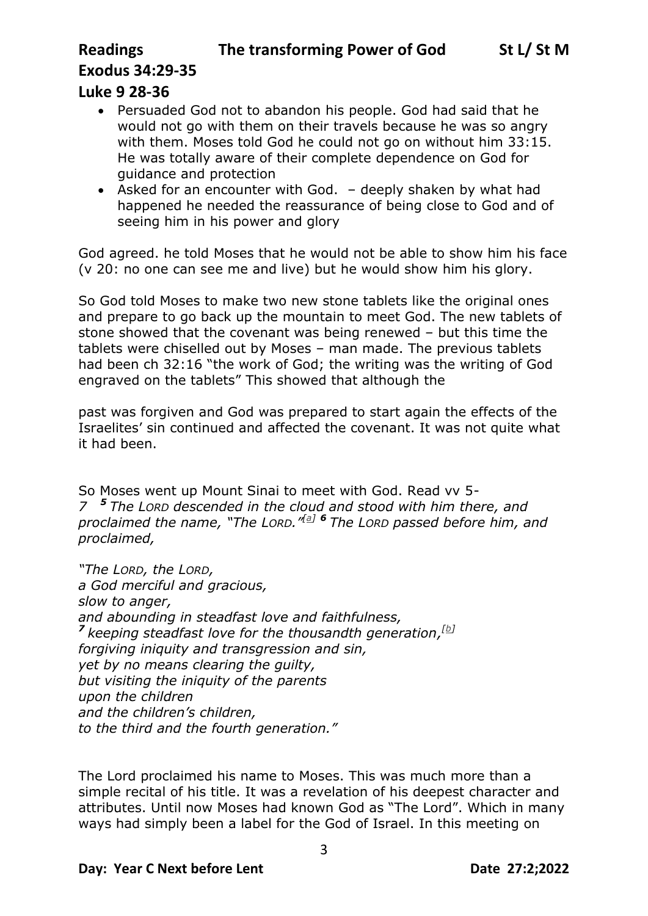**Readings The transforming Power of God St L/ St M**

**Exodus 34:29-35**

**Luke 9 28-36**

- Persuaded God not to abandon his people. God had said that he would not go with them on their travels because he was so angry with them. Moses told God he could not go on without him 33:15. He was totally aware of their complete dependence on God for guidance and protection
- Asked for an encounter with God. – deeply shaken by what had happened he needed the reassurance of being close to God and of seeing him in his power and glory

God agreed. he told Moses that he would not be able to show him his face (v 20: no one can see me and live) but he would show him his glory.

So God told Moses to make two new stone tablets like the original ones and prepare to go back up the mountain to meet God. The new tablets of stone showed that the covenant was being renewed – but this time the tablets were chiselled out by Moses – man made. The previous tablets had been ch 32:16 "the work of God; the writing was the writing of God engraved on the tablets" This showed that although the

past was forgiven and God was prepared to start again the effects of the Israelites' sin continued and affected the covenant. It was not quite what it had been.

So Moses went up Mount Sinai to meet with God. Read vv 5-7 ***5*** *The LORD descended in the cloud and stood with him there, and proclaimed the name, "The LORD."*[a] ***6*** *The LORD passed before him, and proclaimed,*

*"The LORD, the LORD,*
*a God merciful and gracious,*
*slow to anger,*
*and abounding in steadfast love and faithfulness,*
***7*** *keeping steadfast love for the thousandth generation,*[b]
*forgiving iniquity and transgression and sin,*
*yet by no means clearing the guilty,*
*but visiting the iniquity of the parents*
*upon the children*
*and the children's children,*
*to the third and the fourth generation."*

The Lord proclaimed his name to Moses. This was much more than a simple recital of his title. It was a revelation of his deepest character and attributes. Until now Moses had known God as "The Lord". Which in many ways had simply been a label for the God of Israel. In this meeting on

**Day: Year C Next before Lent Date 27:2;2022**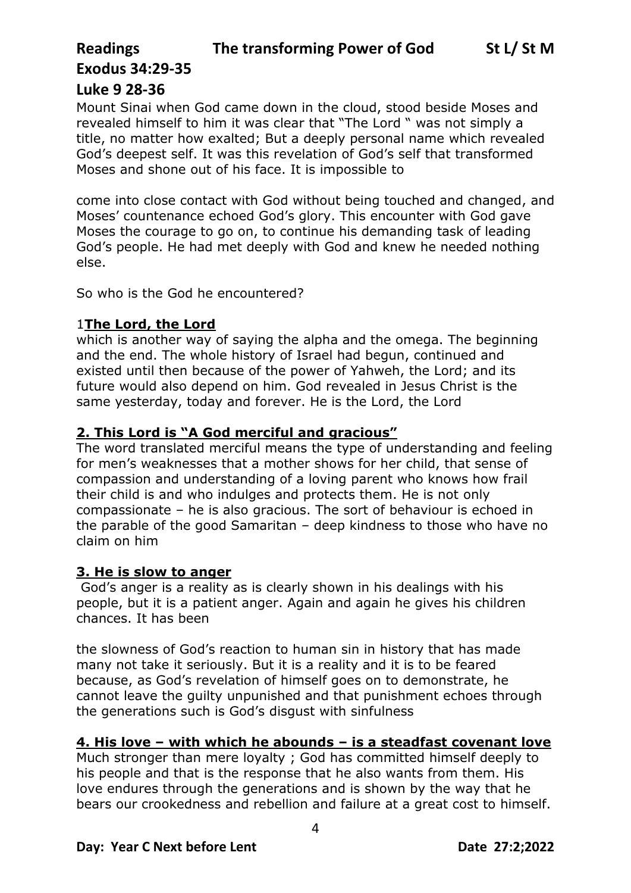**Readings The transforming Power of God St L/ St M**

**Exodus 34:29-35**

**Luke 9 28-36**

Mount Sinai when God came down in the cloud, stood beside Moses and revealed himself to him it was clear that "The Lord " was not simply a title, no matter how exalted; But a deeply personal name which revealed God's deepest self. It was this revelation of God's self that transformed Moses and shone out of his face. It is impossible to

come into close contact with God without being touched and changed, and Moses' countenance echoed God's glory. This encounter with God gave Moses the courage to go on, to continue his demanding task of leading God's people. He had met deeply with God and knew he needed nothing else.

So who is the God he encountered?

1**<u>The Lord, the Lord</u>**

which is another way of saying the alpha and the omega. The beginning and the end. The whole history of Israel had begun, continued and existed until then because of the power of Yahweh, the Lord; and its future would also depend on him. God revealed in Jesus Christ is the same yesterday, today and forever. He is the Lord, the Lord

**<u>2. This Lord is "A God merciful and gracious"</u>**

The word translated merciful means the type of understanding and feeling for men's weaknesses that a mother shows for her child, that sense of compassion and understanding of a loving parent who knows how frail their child is and who indulges and protects them. He is not only compassionate – he is also gracious. The sort of behaviour is echoed in the parable of the good Samaritan – deep kindness to those who have no claim on him

**<u>3. He is slow to anger</u>**

God's anger is a reality as is clearly shown in his dealings with his people, but it is a patient anger. Again and again he gives his children chances. It has been

the slowness of God's reaction to human sin in history that has made many not take it seriously. But it is a reality and it is to be feared because, as God's revelation of himself goes on to demonstrate, he cannot leave the guilty unpunished and that punishment echoes through the generations such is God's disgust with sinfulness

**<u>4. His love – with which he abounds – is a steadfast covenant love</u>**

Much stronger than mere loyalty ; God has committed himself deeply to his people and that is the response that he also wants from them. His love endures through the generations and is shown by the way that he bears our crookedness and rebellion and failure at a great cost to himself.

**Day: Year C Next before Lent Date 27:2;2022**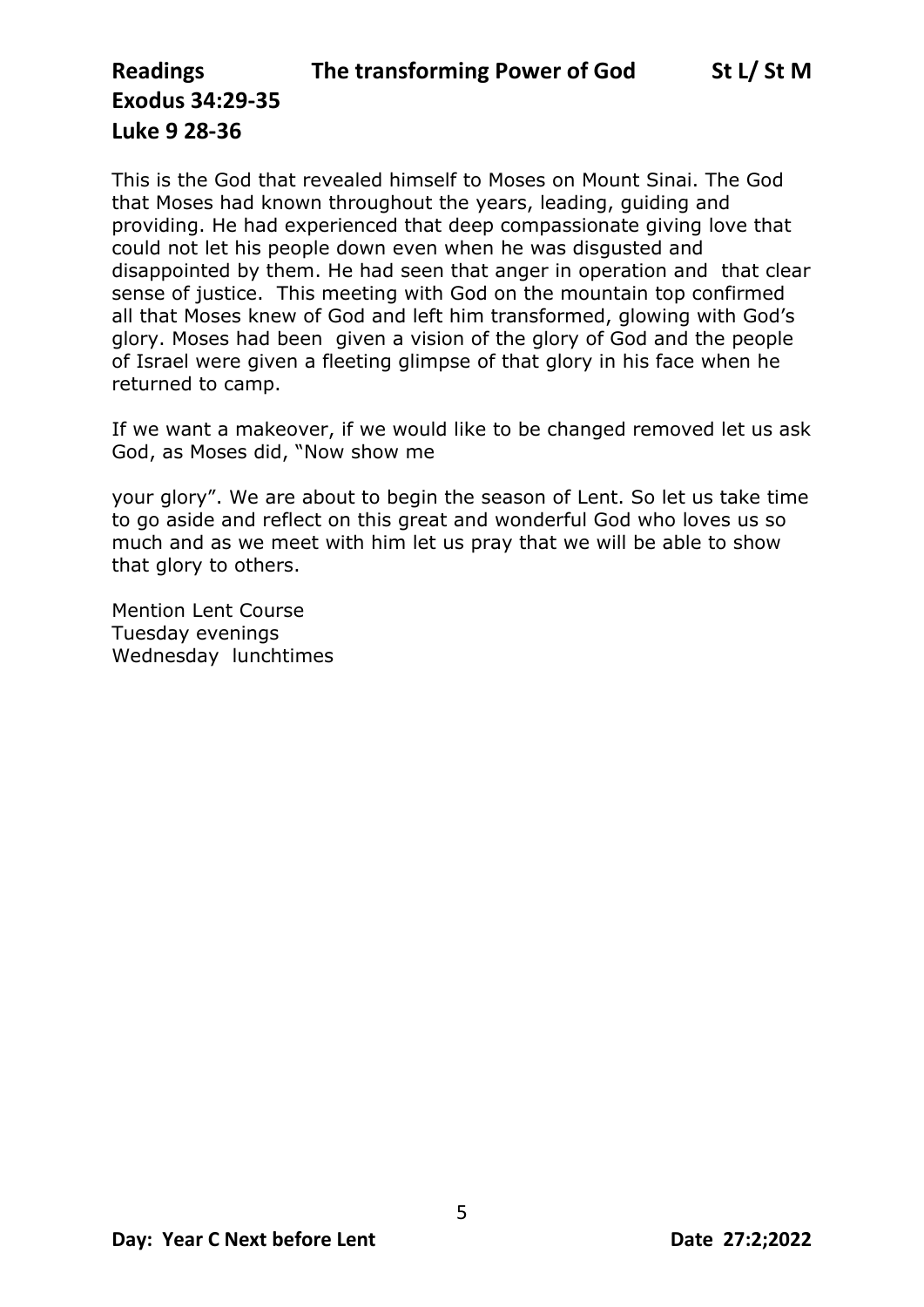**Readings** **The transforming Power of God** **St L/ St M**

**Exodus 34:29-35**

**Luke 9 28-36**

This is the God that revealed himself to Moses on Mount Sinai. The God that Moses had known throughout the years, leading, guiding and providing. He had experienced that deep compassionate giving love that could not let his people down even when he was disgusted and disappointed by them. He had seen that anger in operation and that clear sense of justice. This meeting with God on the mountain top confirmed all that Moses knew of God and left him transformed, glowing with God's glory. Moses had been given a vision of the glory of God and the people of Israel were given a fleeting glimpse of that glory in his face when he returned to camp.

If we want a makeover, if we would like to be changed removed let us ask God, as Moses did, "Now show me

your glory". We are about to begin the season of Lent. So let us take time to go aside and reflect on this great and wonderful God who loves us so much and as we meet with him let us pray that we will be able to show that glory to others.

Mention Lent Course
Tuesday evenings
Wednesday lunchtimes

**Day: Year C Next before Lent** **Date 27:2;2022**